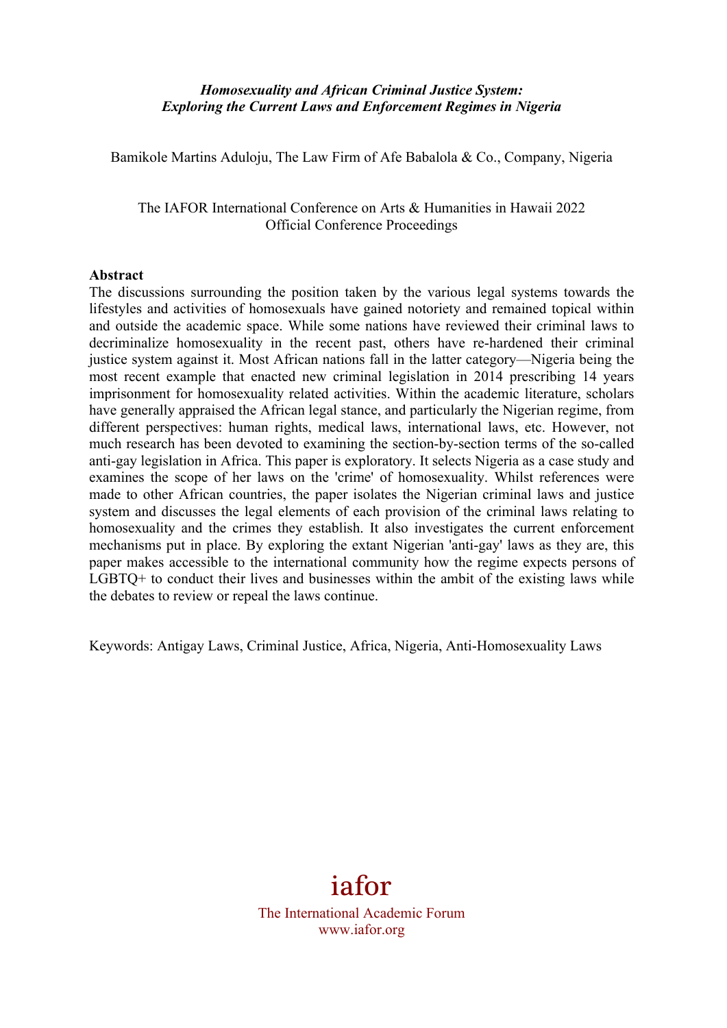***Homosexuality and African Criminal Justice System: Exploring the Current Laws and Enforcement Regimes in Nigeria***

Bamikole Martins Aduloju, The Law Firm of Afe Babalola & Co., Company, Nigeria

The IAFOR International Conference on Arts & Humanities in Hawaii 2022
Official Conference Proceedings

**Abstract**

The discussions surrounding the position taken by the various legal systems towards the lifestyles and activities of homosexuals have gained notoriety and remained topical within and outside the academic space. While some nations have reviewed their criminal laws to decriminalize homosexuality in the recent past, others have re-hardened their criminal justice system against it. Most African nations fall in the latter category—Nigeria being the most recent example that enacted new criminal legislation in 2014 prescribing 14 years imprisonment for homosexuality related activities. Within the academic literature, scholars have generally appraised the African legal stance, and particularly the Nigerian regime, from different perspectives: human rights, medical laws, international laws, etc. However, not much research has been devoted to examining the section-by-section terms of the so-called anti-gay legislation in Africa. This paper is exploratory. It selects Nigeria as a case study and examines the scope of her laws on the 'crime' of homosexuality. Whilst references were made to other African countries, the paper isolates the Nigerian criminal laws and justice system and discusses the legal elements of each provision of the criminal laws relating to homosexuality and the crimes they establish. It also investigates the current enforcement mechanisms put in place. By exploring the extant Nigerian 'anti-gay' laws as they are, this paper makes accessible to the international community how the regime expects persons of LGBTQ+ to conduct their lives and businesses within the ambit of the existing laws while the debates to review or repeal the laws continue.

Keywords: Antigay Laws, Criminal Justice, Africa, Nigeria, Anti-Homosexuality Laws

iafor
The International Academic Forum
www.iafor.org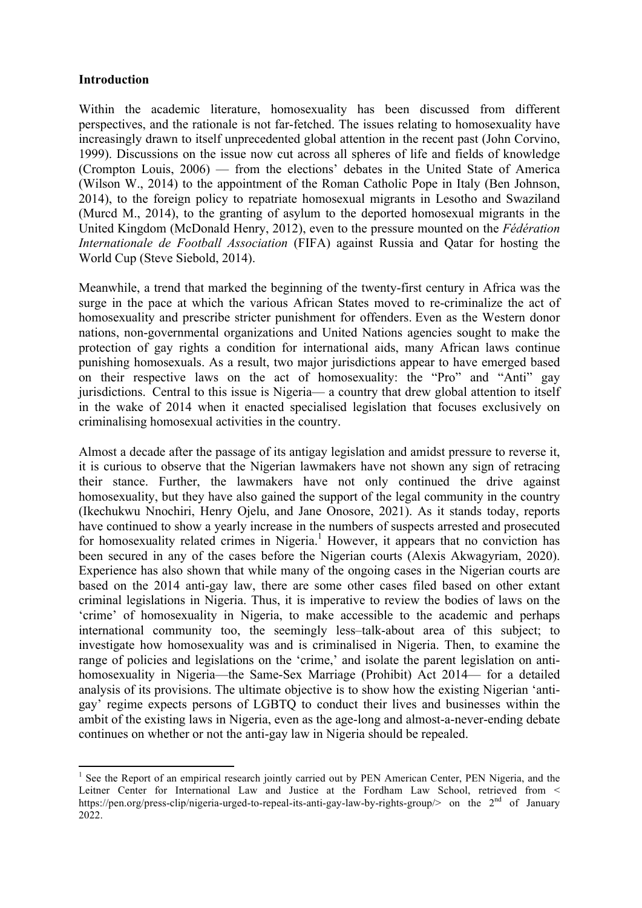**Introduction**

Within the academic literature, homosexuality has been discussed from different perspectives, and the rationale is not far-fetched. The issues relating to homosexuality have increasingly drawn to itself unprecedented global attention in the recent past (John Corvino, 1999). Discussions on the issue now cut across all spheres of life and fields of knowledge (Crompton Louis, 2006) — from the elections' debates in the United State of America (Wilson W., 2014) to the appointment of the Roman Catholic Pope in Italy (Ben Johnson, 2014), to the foreign policy to repatriate homosexual migrants in Lesotho and Swaziland (Murcd M., 2014), to the granting of asylum to the deported homosexual migrants in the United Kingdom (McDonald Henry, 2012), even to the pressure mounted on the *Fédération Internationale de Football Association* (FIFA) against Russia and Qatar for hosting the World Cup (Steve Siebold, 2014).

Meanwhile, a trend that marked the beginning of the twenty-first century in Africa was the surge in the pace at which the various African States moved to re-criminalize the act of homosexuality and prescribe stricter punishment for offenders. Even as the Western donor nations, non-governmental organizations and United Nations agencies sought to make the protection of gay rights a condition for international aids, many African laws continue punishing homosexuals. As a result, two major jurisdictions appear to have emerged based on their respective laws on the act of homosexuality: the "Pro" and "Anti" gay jurisdictions. Central to this issue is Nigeria— a country that drew global attention to itself in the wake of 2014 when it enacted specialised legislation that focuses exclusively on criminalising homosexual activities in the country.

Almost a decade after the passage of its antigay legislation and amidst pressure to reverse it, it is curious to observe that the Nigerian lawmakers have not shown any sign of retracing their stance. Further, the lawmakers have not only continued the drive against homosexuality, but they have also gained the support of the legal community in the country (Ikechukwu Nnochiri, Henry Ojelu, and Jane Onosore, 2021). As it stands today, reports have continued to show a yearly increase in the numbers of suspects arrested and prosecuted for homosexuality related crimes in Nigeria.[1] However, it appears that no conviction has been secured in any of the cases before the Nigerian courts (Alexis Akwagyriam, 2020). Experience has also shown that while many of the ongoing cases in the Nigerian courts are based on the 2014 anti-gay law, there are some other cases filed based on other extant criminal legislations in Nigeria. Thus, it is imperative to review the bodies of laws on the 'crime' of homosexuality in Nigeria, to make accessible to the academic and perhaps international community too, the seemingly less–talk-about area of this subject; to investigate how homosexuality was and is criminalised in Nigeria. Then, to examine the range of policies and legislations on the 'crime,' and isolate the parent legislation on anti-homosexuality in Nigeria—the Same-Sex Marriage (Prohibit) Act 2014— for a detailed analysis of its provisions. The ultimate objective is to show how the existing Nigerian 'anti-gay' regime expects persons of LGBTQ to conduct their lives and businesses within the ambit of the existing laws in Nigeria, even as the age-long and almost-a-never-ending debate continues on whether or not the anti-gay law in Nigeria should be repealed.

---

[1] See the Report of an empirical research jointly carried out by PEN American Center, PEN Nigeria, and the Leitner Center for International Law and Justice at the Fordham Law School, retrieved from < https://pen.org/press-clip/nigeria-urged-to-repeal-its-anti-gay-law-by-rights-group/> on the 2nd of January 2022.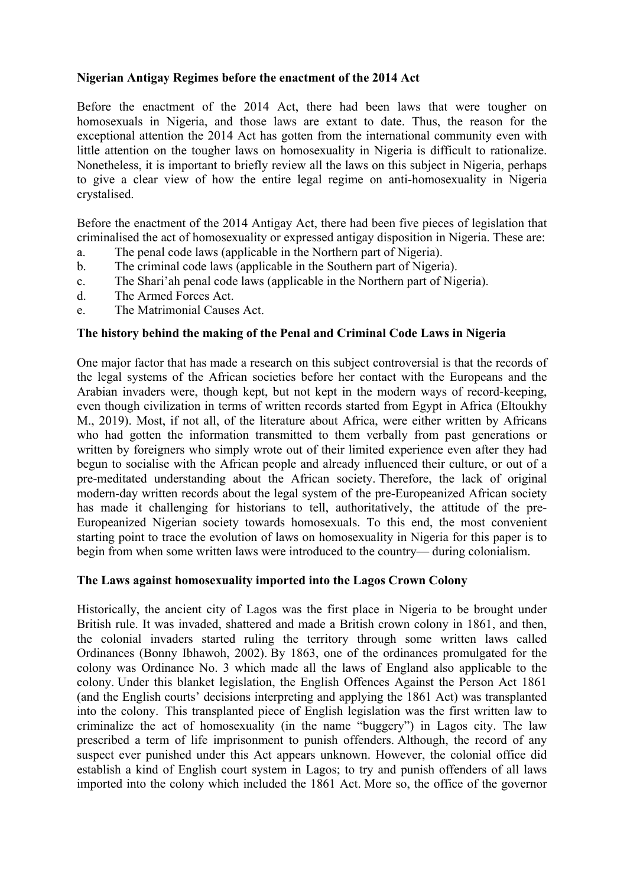**Nigerian Antigay Regimes before the enactment of the 2014 Act**

Before the enactment of the 2014 Act, there had been laws that were tougher on homosexuals in Nigeria, and those laws are extant to date. Thus, the reason for the exceptional attention the 2014 Act has gotten from the international community even with little attention on the tougher laws on homosexuality in Nigeria is difficult to rationalize. Nonetheless, it is important to briefly review all the laws on this subject in Nigeria, perhaps to give a clear view of how the entire legal regime on anti-homosexuality in Nigeria crystalised.

Before the enactment of the 2014 Antigay Act, there had been five pieces of legislation that criminalised the act of homosexuality or expressed antigay disposition in Nigeria. These are:

a. The penal code laws (applicable in the Northern part of Nigeria).
b. The criminal code laws (applicable in the Southern part of Nigeria).
c. The Shari'ah penal code laws (applicable in the Northern part of Nigeria).
d. The Armed Forces Act.
e. The Matrimonial Causes Act.

**The history behind the making of the Penal and Criminal Code Laws in Nigeria**

One major factor that has made a research on this subject controversial is that the records of the legal systems of the African societies before her contact with the Europeans and the Arabian invaders were, though kept, but not kept in the modern ways of record-keeping, even though civilization in terms of written records started from Egypt in Africa (Eltoukhy M., 2019). Most, if not all, of the literature about Africa, were either written by Africans who had gotten the information transmitted to them verbally from past generations or written by foreigners who simply wrote out of their limited experience even after they had begun to socialise with the African people and already influenced their culture, or out of a pre-meditated understanding about the African society. Therefore, the lack of original modern-day written records about the legal system of the pre-Europeanized African society has made it challenging for historians to tell, authoritatively, the attitude of the pre-Europeanized Nigerian society towards homosexuals. To this end, the most convenient starting point to trace the evolution of laws on homosexuality in Nigeria for this paper is to begin from when some written laws were introduced to the country— during colonialism.

**The Laws against homosexuality imported into the Lagos Crown Colony**

Historically, the ancient city of Lagos was the first place in Nigeria to be brought under British rule. It was invaded, shattered and made a British crown colony in 1861, and then, the colonial invaders started ruling the territory through some written laws called Ordinances (Bonny Ibhawoh, 2002). By 1863, one of the ordinances promulgated for the colony was Ordinance No. 3 which made all the laws of England also applicable to the colony. Under this blanket legislation, the English Offences Against the Person Act 1861 (and the English courts' decisions interpreting and applying the 1861 Act) was transplanted into the colony. This transplanted piece of English legislation was the first written law to criminalize the act of homosexuality (in the name "buggery") in Lagos city. The law prescribed a term of life imprisonment to punish offenders. Although, the record of any suspect ever punished under this Act appears unknown. However, the colonial office did establish a kind of English court system in Lagos; to try and punish offenders of all laws imported into the colony which included the 1861 Act. More so, the office of the governor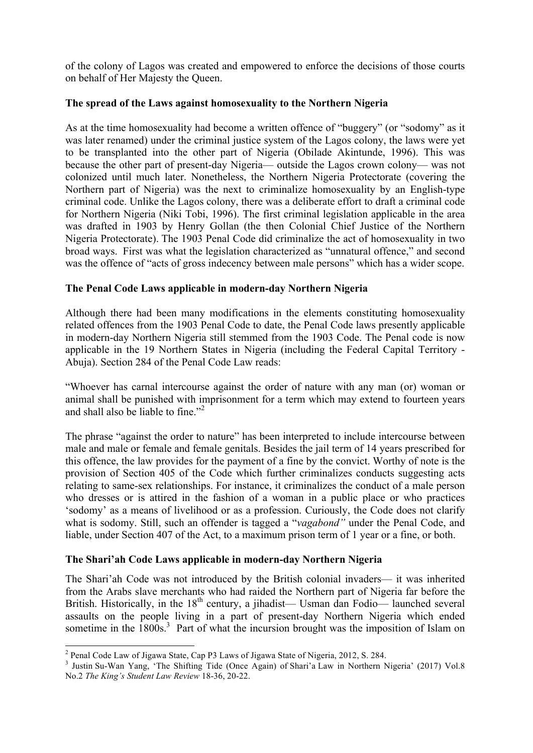of the colony of Lagos was created and empowered to enforce the decisions of those courts on behalf of Her Majesty the Queen.

**The spread of the Laws against homosexuality to the Northern Nigeria**

As at the time homosexuality had become a written offence of "buggery" (or "sodomy" as it was later renamed) under the criminal justice system of the Lagos colony, the laws were yet to be transplanted into the other part of Nigeria (Obilade Akintunde, 1996). This was because the other part of present-day Nigeria— outside the Lagos crown colony— was not colonized until much later. Nonetheless, the Northern Nigeria Protectorate (covering the Northern part of Nigeria) was the next to criminalize homosexuality by an English-type criminal code. Unlike the Lagos colony, there was a deliberate effort to draft a criminal code for Northern Nigeria (Niki Tobi, 1996). The first criminal legislation applicable in the area was drafted in 1903 by Henry Gollan (the then Colonial Chief Justice of the Northern Nigeria Protectorate). The 1903 Penal Code did criminalize the act of homosexuality in two broad ways. First was what the legislation characterized as "unnatural offence," and second was the offence of "acts of gross indecency between male persons" which has a wider scope.

**The Penal Code Laws applicable in modern-day Northern Nigeria**

Although there had been many modifications in the elements constituting homosexuality related offences from the 1903 Penal Code to date, the Penal Code laws presently applicable in modern-day Northern Nigeria still stemmed from the 1903 Code. The Penal code is now applicable in the 19 Northern States in Nigeria (including the Federal Capital Territory - Abuja). Section 284 of the Penal Code Law reads:

"Whoever has carnal intercourse against the order of nature with any man (or) woman or animal shall be punished with imprisonment for a term which may extend to fourteen years and shall also be liable to fine."[2]

The phrase "against the order to nature" has been interpreted to include intercourse between male and male or female and female genitals. Besides the jail term of 14 years prescribed for this offence, the law provides for the payment of a fine by the convict. Worthy of note is the provision of Section 405 of the Code which further criminalizes conducts suggesting acts relating to same-sex relationships. For instance, it criminalizes the conduct of a male person who dresses or is attired in the fashion of a woman in a public place or who practices 'sodomy' as a means of livelihood or as a profession. Curiously, the Code does not clarify what is sodomy. Still, such an offender is tagged a "*vagabond"* under the Penal Code, and liable, under Section 407 of the Act, to a maximum prison term of 1 year or a fine, or both.

**The Shari'ah Code Laws applicable in modern-day Northern Nigeria**

The Shari'ah Code was not introduced by the British colonial invaders— it was inherited from the Arabs slave merchants who had raided the Northern part of Nigeria far before the British. Historically, in the 18th century, a jihadist— Usman dan Fodio— launched several assaults on the people living in a part of present-day Northern Nigeria which ended sometime in the 1800s.[3] Part of what the incursion brought was the imposition of Islam on

---

[2] Penal Code Law of Jigawa State, Cap P3 Laws of Jigawa State of Nigeria, 2012, S. 284.

[3] Justin Su-Wan Yang, 'The Shifting Tide (Once Again) of Shari'a Law in Northern Nigeria' (2017) Vol.8 No.2 *The King's Student Law Review* 18-36, 20-22.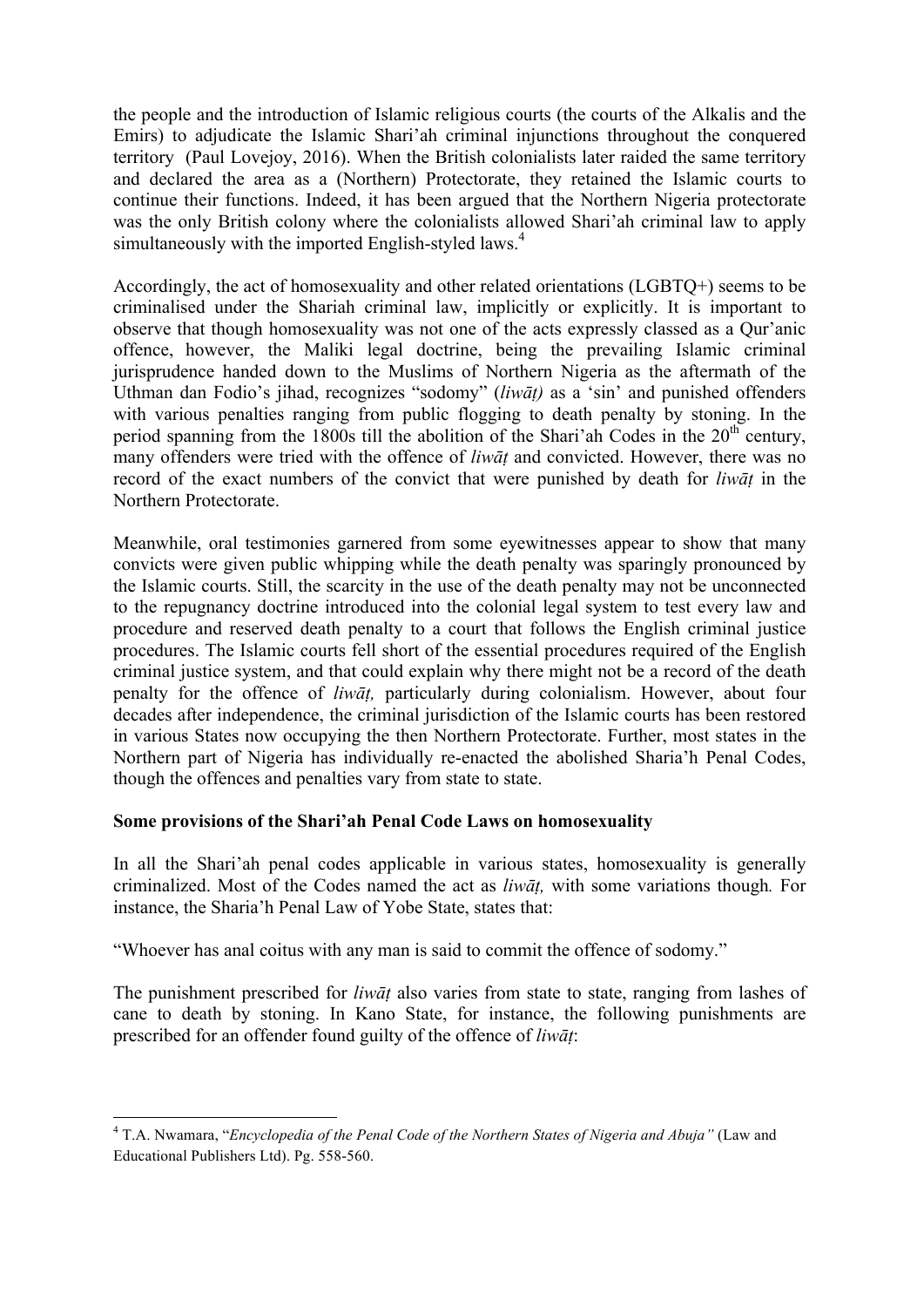the people and the introduction of Islamic religious courts (the courts of the Alkalis and the Emirs) to adjudicate the Islamic Shari'ah criminal injunctions throughout the conquered territory (Paul Lovejoy, 2016). When the British colonialists later raided the same territory and declared the area as a (Northern) Protectorate, they retained the Islamic courts to continue their functions. Indeed, it has been argued that the Northern Nigeria protectorate was the only British colony where the colonialists allowed Shari'ah criminal law to apply simultaneously with the imported English-styled laws.[4]

Accordingly, the act of homosexuality and other related orientations (LGBTQ+) seems to be criminalised under the Shariah criminal law, implicitly or explicitly. It is important to observe that though homosexuality was not one of the acts expressly classed as a Qur'anic offence, however, the Maliki legal doctrine, being the prevailing Islamic criminal jurisprudence handed down to the Muslims of Northern Nigeria as the aftermath of the Uthman dan Fodio's jihad, recognizes "sodomy" (*liwāṭ)* as a 'sin' and punished offenders with various penalties ranging from public flogging to death penalty by stoning. In the period spanning from the 1800s till the abolition of the Shari'ah Codes in the 20th century, many offenders were tried with the offence of *liwāṭ* and convicted. However, there was no record of the exact numbers of the convict that were punished by death for *liwāṭ* in the Northern Protectorate.

Meanwhile, oral testimonies garnered from some eyewitnesses appear to show that many convicts were given public whipping while the death penalty was sparingly pronounced by the Islamic courts. Still, the scarcity in the use of the death penalty may not be unconnected to the repugnancy doctrine introduced into the colonial legal system to test every law and procedure and reserved death penalty to a court that follows the English criminal justice procedures. The Islamic courts fell short of the essential procedures required of the English criminal justice system, and that could explain why there might not be a record of the death penalty for the offence of *liwāṭ,* particularly during colonialism. However, about four decades after independence, the criminal jurisdiction of the Islamic courts has been restored in various States now occupying the then Northern Protectorate. Further, most states in the Northern part of Nigeria has individually re-enacted the abolished Sharia'h Penal Codes, though the offences and penalties vary from state to state.

**Some provisions of the Shari'ah Penal Code Laws on homosexuality**

In all the Shari'ah penal codes applicable in various states, homosexuality is generally criminalized. Most of the Codes named the act as *liwāṭ,* with some variations though*.* For instance, the Sharia'h Penal Law of Yobe State, states that:

"Whoever has anal coitus with any man is said to commit the offence of sodomy."

The punishment prescribed for *liwāṭ* also varies from state to state, ranging from lashes of cane to death by stoning. In Kano State, for instance, the following punishments are prescribed for an offender found guilty of the offence of *liwāṭ*:

---

[4] T.A. Nwamara, "*Encyclopedia of the Penal Code of the Northern States of Nigeria and Abuja"* (Law and Educational Publishers Ltd). Pg. 558-560.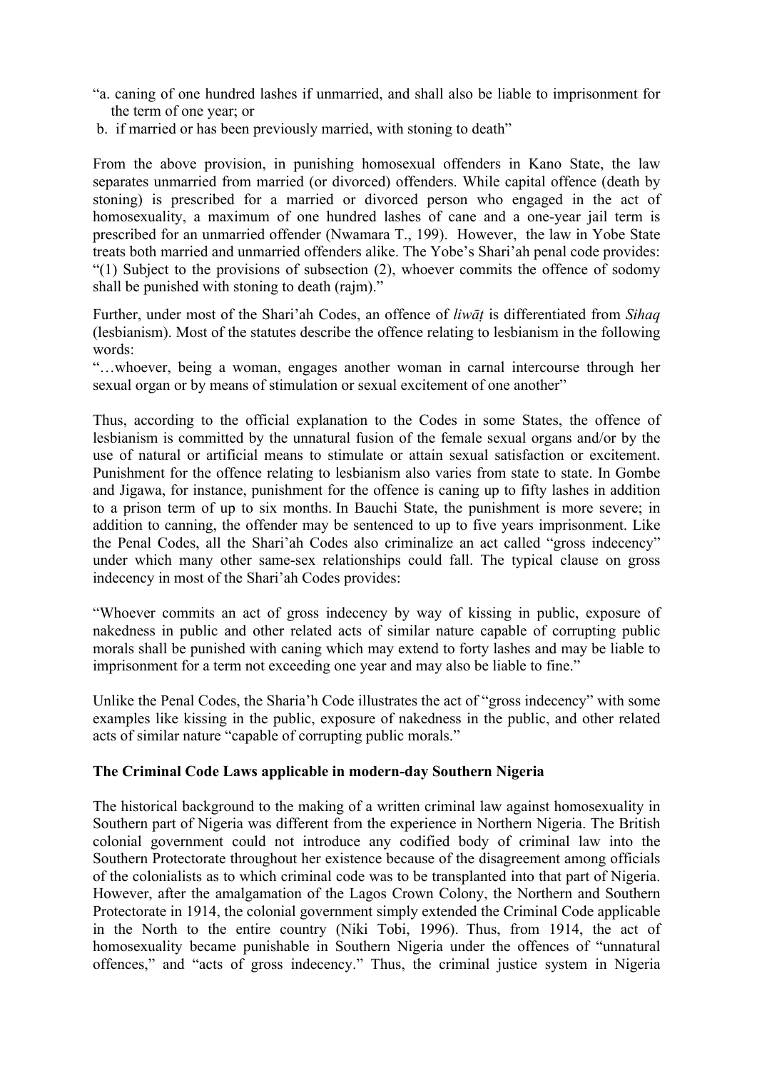"a. caning of one hundred lashes if unmarried, and shall also be liable to imprisonment for the term of one year; or

b. if married or has been previously married, with stoning to death"

From the above provision, in punishing homosexual offenders in Kano State, the law separates unmarried from married (or divorced) offenders. While capital offence (death by stoning) is prescribed for a married or divorced person who engaged in the act of homosexuality, a maximum of one hundred lashes of cane and a one-year jail term is prescribed for an unmarried offender (Nwamara T., 199). However, the law in Yobe State treats both married and unmarried offenders alike. The Yobe's Shari'ah penal code provides: "(1) Subject to the provisions of subsection (2), whoever commits the offence of sodomy shall be punished with stoning to death (rajm)."

Further, under most of the Shari'ah Codes, an offence of *liwāṭ* is differentiated from *Sihaq* (lesbianism). Most of the statutes describe the offence relating to lesbianism in the following words:

"…whoever, being a woman, engages another woman in carnal intercourse through her sexual organ or by means of stimulation or sexual excitement of one another"

Thus, according to the official explanation to the Codes in some States, the offence of lesbianism is committed by the unnatural fusion of the female sexual organs and/or by the use of natural or artificial means to stimulate or attain sexual satisfaction or excitement. Punishment for the offence relating to lesbianism also varies from state to state. In Gombe and Jigawa, for instance, punishment for the offence is caning up to fifty lashes in addition to a prison term of up to six months. In Bauchi State, the punishment is more severe; in addition to canning, the offender may be sentenced to up to five years imprisonment. Like the Penal Codes, all the Shari'ah Codes also criminalize an act called "gross indecency" under which many other same-sex relationships could fall. The typical clause on gross indecency in most of the Shari'ah Codes provides:

"Whoever commits an act of gross indecency by way of kissing in public, exposure of nakedness in public and other related acts of similar nature capable of corrupting public morals shall be punished with caning which may extend to forty lashes and may be liable to imprisonment for a term not exceeding one year and may also be liable to fine."

Unlike the Penal Codes, the Sharia'h Code illustrates the act of "gross indecency" with some examples like kissing in the public, exposure of nakedness in the public, and other related acts of similar nature "capable of corrupting public morals."

**The Criminal Code Laws applicable in modern-day Southern Nigeria**

The historical background to the making of a written criminal law against homosexuality in Southern part of Nigeria was different from the experience in Northern Nigeria. The British colonial government could not introduce any codified body of criminal law into the Southern Protectorate throughout her existence because of the disagreement among officials of the colonialists as to which criminal code was to be transplanted into that part of Nigeria. However, after the amalgamation of the Lagos Crown Colony, the Northern and Southern Protectorate in 1914, the colonial government simply extended the Criminal Code applicable in the North to the entire country (Niki Tobi, 1996). Thus, from 1914, the act of homosexuality became punishable in Southern Nigeria under the offences of "unnatural offences," and "acts of gross indecency." Thus, the criminal justice system in Nigeria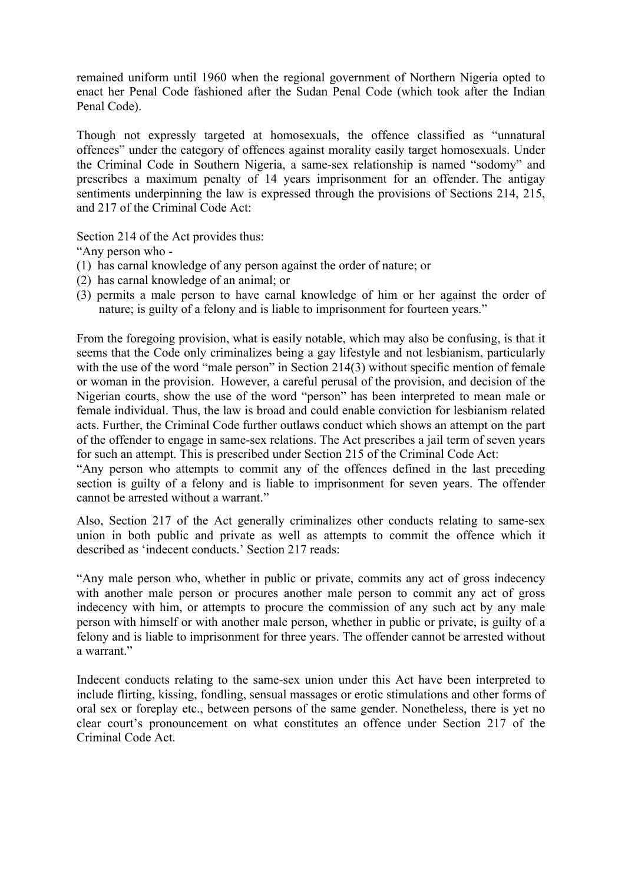remained uniform until 1960 when the regional government of Northern Nigeria opted to enact her Penal Code fashioned after the Sudan Penal Code (which took after the Indian Penal Code).

Though not expressly targeted at homosexuals, the offence classified as "unnatural offences" under the category of offences against morality easily target homosexuals. Under the Criminal Code in Southern Nigeria, a same-sex relationship is named "sodomy" and prescribes a maximum penalty of 14 years imprisonment for an offender. The antigay sentiments underpinning the law is expressed through the provisions of Sections 214, 215, and 217 of the Criminal Code Act:

Section 214 of the Act provides thus:

"Any person who -

(1) has carnal knowledge of any person against the order of nature; or
(2) has carnal knowledge of an animal; or
(3) permits a male person to have carnal knowledge of him or her against the order of nature; is guilty of a felony and is liable to imprisonment for fourteen years."

From the foregoing provision, what is easily notable, which may also be confusing, is that it seems that the Code only criminalizes being a gay lifestyle and not lesbianism, particularly with the use of the word "male person" in Section 214(3) without specific mention of female or woman in the provision. However, a careful perusal of the provision, and decision of the Nigerian courts, show the use of the word "person" has been interpreted to mean male or female individual. Thus, the law is broad and could enable conviction for lesbianism related acts. Further, the Criminal Code further outlaws conduct which shows an attempt on the part of the offender to engage in same-sex relations. The Act prescribes a jail term of seven years for such an attempt. This is prescribed under Section 215 of the Criminal Code Act:

"Any person who attempts to commit any of the offences defined in the last preceding section is guilty of a felony and is liable to imprisonment for seven years. The offender cannot be arrested without a warrant."

Also, Section 217 of the Act generally criminalizes other conducts relating to same-sex union in both public and private as well as attempts to commit the offence which it described as 'indecent conducts.' Section 217 reads:

"Any male person who, whether in public or private, commits any act of gross indecency with another male person or procures another male person to commit any act of gross indecency with him, or attempts to procure the commission of any such act by any male person with himself or with another male person, whether in public or private, is guilty of a felony and is liable to imprisonment for three years. The offender cannot be arrested without a warrant."

Indecent conducts relating to the same-sex union under this Act have been interpreted to include flirting, kissing, fondling, sensual massages or erotic stimulations and other forms of oral sex or foreplay etc., between persons of the same gender. Nonetheless, there is yet no clear court's pronouncement on what constitutes an offence under Section 217 of the Criminal Code Act.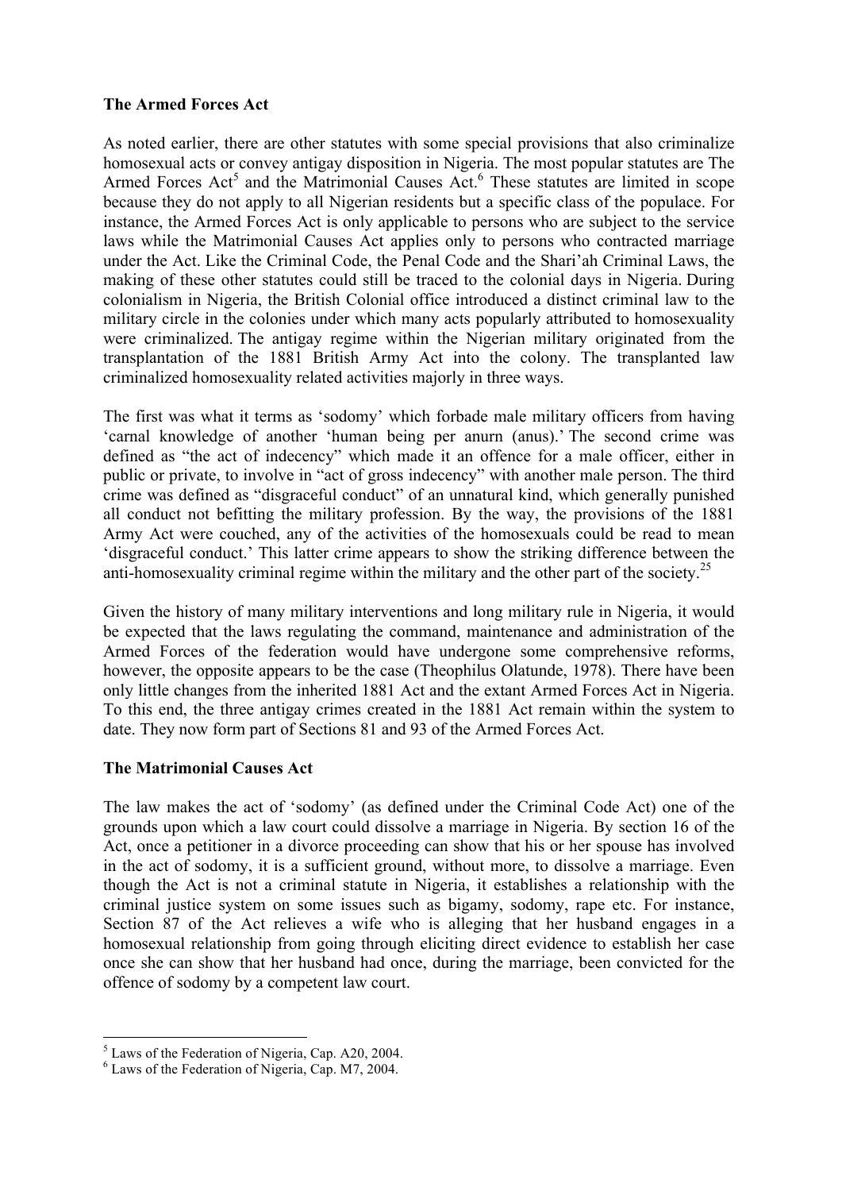**The Armed Forces Act**

As noted earlier, there are other statutes with some special provisions that also criminalize homosexual acts or convey antigay disposition in Nigeria. The most popular statutes are The Armed Forces Act[5] and the Matrimonial Causes Act.[6] These statutes are limited in scope because they do not apply to all Nigerian residents but a specific class of the populace. For instance, the Armed Forces Act is only applicable to persons who are subject to the service laws while the Matrimonial Causes Act applies only to persons who contracted marriage under the Act. Like the Criminal Code, the Penal Code and the Shari'ah Criminal Laws, the making of these other statutes could still be traced to the colonial days in Nigeria. During colonialism in Nigeria, the British Colonial office introduced a distinct criminal law to the military circle in the colonies under which many acts popularly attributed to homosexuality were criminalized. The antigay regime within the Nigerian military originated from the transplantation of the 1881 British Army Act into the colony. The transplanted law criminalized homosexuality related activities majorly in three ways.

The first was what it terms as 'sodomy' which forbade male military officers from having 'carnal knowledge of another 'human being per anurn (anus).' The second crime was defined as "the act of indecency" which made it an offence for a male officer, either in public or private, to involve in "act of gross indecency" with another male person. The third crime was defined as "disgraceful conduct" of an unnatural kind, which generally punished all conduct not befitting the military profession. By the way, the provisions of the 1881 Army Act were couched, any of the activities of the homosexuals could be read to mean 'disgraceful conduct.' This latter crime appears to show the striking difference between the anti-homosexuality criminal regime within the military and the other part of the society.[25]

Given the history of many military interventions and long military rule in Nigeria, it would be expected that the laws regulating the command, maintenance and administration of the Armed Forces of the federation would have undergone some comprehensive reforms, however, the opposite appears to be the case (Theophilus Olatunde, 1978). There have been only little changes from the inherited 1881 Act and the extant Armed Forces Act in Nigeria. To this end, the three antigay crimes created in the 1881 Act remain within the system to date. They now form part of Sections 81 and 93 of the Armed Forces Act.

**The Matrimonial Causes Act**

The law makes the act of 'sodomy' (as defined under the Criminal Code Act) one of the grounds upon which a law court could dissolve a marriage in Nigeria. By section 16 of the Act, once a petitioner in a divorce proceeding can show that his or her spouse has involved in the act of sodomy, it is a sufficient ground, without more, to dissolve a marriage. Even though the Act is not a criminal statute in Nigeria, it establishes a relationship with the criminal justice system on some issues such as bigamy, sodomy, rape etc. For instance, Section 87 of the Act relieves a wife who is alleging that her husband engages in a homosexual relationship from going through eliciting direct evidence to establish her case once she can show that her husband had once, during the marriage, been convicted for the offence of sodomy by a competent law court.

---

[5] Laws of the Federation of Nigeria, Cap. A20, 2004.

[6] Laws of the Federation of Nigeria, Cap. M7, 2004.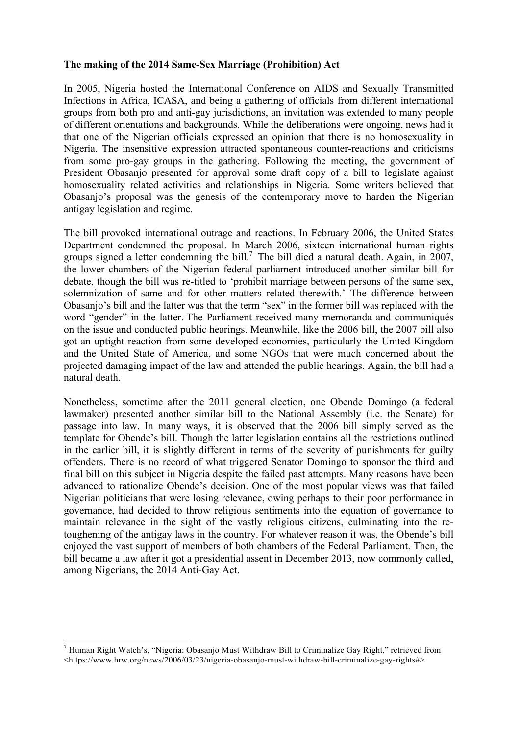**The making of the 2014 Same-Sex Marriage (Prohibition) Act**

In 2005, Nigeria hosted the International Conference on AIDS and Sexually Transmitted Infections in Africa, ICASA, and being a gathering of officials from different international groups from both pro and anti-gay jurisdictions, an invitation was extended to many people of different orientations and backgrounds. While the deliberations were ongoing, news had it that one of the Nigerian officials expressed an opinion that there is no homosexuality in Nigeria. The insensitive expression attracted spontaneous counter-reactions and criticisms from some pro-gay groups in the gathering. Following the meeting, the government of President Obasanjo presented for approval some draft copy of a bill to legislate against homosexuality related activities and relationships in Nigeria. Some writers believed that Obasanjo's proposal was the genesis of the contemporary move to harden the Nigerian antigay legislation and regime.

The bill provoked international outrage and reactions. In February 2006, the United States Department condemned the proposal. In March 2006, sixteen international human rights groups signed a letter condemning the bill.[7] The bill died a natural death. Again, in 2007, the lower chambers of the Nigerian federal parliament introduced another similar bill for debate, though the bill was re-titled to 'prohibit marriage between persons of the same sex, solemnization of same and for other matters related therewith.' The difference between Obasanjo's bill and the latter was that the term "sex" in the former bill was replaced with the word "gender" in the latter. The Parliament received many memoranda and communiqués on the issue and conducted public hearings. Meanwhile, like the 2006 bill, the 2007 bill also got an uptight reaction from some developed economies, particularly the United Kingdom and the United State of America, and some NGOs that were much concerned about the projected damaging impact of the law and attended the public hearings. Again, the bill had a natural death.

Nonetheless, sometime after the 2011 general election, one Obende Domingo (a federal lawmaker) presented another similar bill to the National Assembly (i.e. the Senate) for passage into law. In many ways, it is observed that the 2006 bill simply served as the template for Obende's bill. Though the latter legislation contains all the restrictions outlined in the earlier bill, it is slightly different in terms of the severity of punishments for guilty offenders. There is no record of what triggered Senator Domingo to sponsor the third and final bill on this subject in Nigeria despite the failed past attempts. Many reasons have been advanced to rationalize Obende's decision. One of the most popular views was that failed Nigerian politicians that were losing relevance, owing perhaps to their poor performance in governance, had decided to throw religious sentiments into the equation of governance to maintain relevance in the sight of the vastly religious citizens, culminating into the re-toughening of the antigay laws in the country. For whatever reason it was, the Obende's bill enjoyed the vast support of members of both chambers of the Federal Parliament. Then, the bill became a law after it got a presidential assent in December 2013, now commonly called, among Nigerians, the 2014 Anti-Gay Act.

---

[7] Human Right Watch's, "Nigeria: Obasanjo Must Withdraw Bill to Criminalize Gay Right," retrieved from <https://www.hrw.org/news/2006/03/23/nigeria-obasanjo-must-withdraw-bill-criminalize-gay-rights#>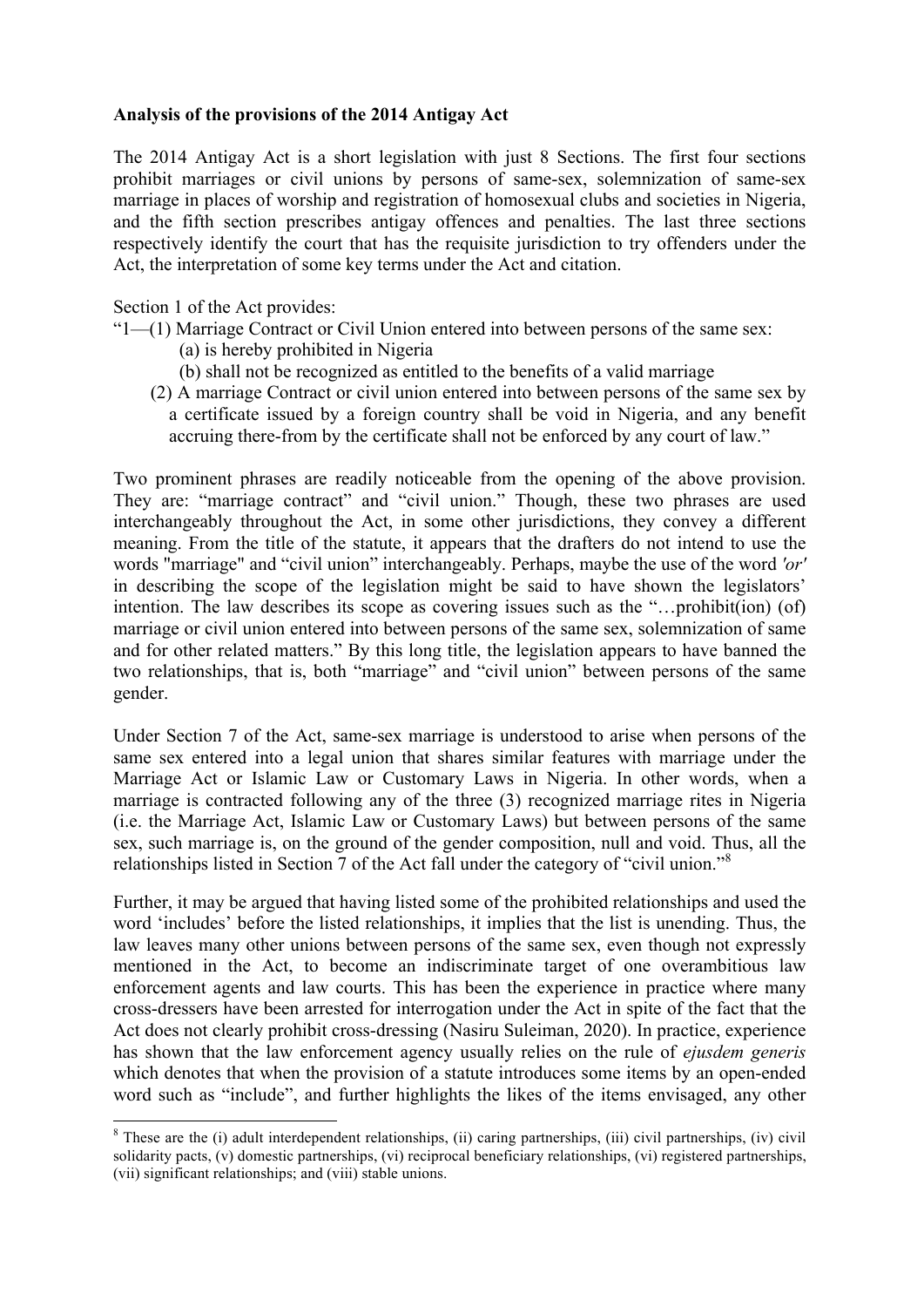**Analysis of the provisions of the 2014 Antigay Act**

The 2014 Antigay Act is a short legislation with just 8 Sections. The first four sections prohibit marriages or civil unions by persons of same-sex, solemnization of same-sex marriage in places of worship and registration of homosexual clubs and societies in Nigeria, and the fifth section prescribes antigay offences and penalties. The last three sections respectively identify the court that has the requisite jurisdiction to try offenders under the Act, the interpretation of some key terms under the Act and citation.

Section 1 of the Act provides:

"1—(1) Marriage Contract or Civil Union entered into between persons of the same sex:
  (a) is hereby prohibited in Nigeria
  (b) shall not be recognized as entitled to the benefits of a valid marriage
(2) A marriage Contract or civil union entered into between persons of the same sex by a certificate issued by a foreign country shall be void in Nigeria, and any benefit accruing there-from by the certificate shall not be enforced by any court of law."

Two prominent phrases are readily noticeable from the opening of the above provision. They are: "marriage contract" and "civil union." Though, these two phrases are used interchangeably throughout the Act, in some other jurisdictions, they convey a different meaning. From the title of the statute, it appears that the drafters do not intend to use the words "marriage" and "civil union" interchangeably. Perhaps, maybe the use of the word *'or'* in describing the scope of the legislation might be said to have shown the legislators' intention. The law describes its scope as covering issues such as the "…prohibit(ion) (of) marriage or civil union entered into between persons of the same sex, solemnization of same and for other related matters." By this long title, the legislation appears to have banned the two relationships, that is, both "marriage" and "civil union" between persons of the same gender.

Under Section 7 of the Act, same-sex marriage is understood to arise when persons of the same sex entered into a legal union that shares similar features with marriage under the Marriage Act or Islamic Law or Customary Laws in Nigeria. In other words, when a marriage is contracted following any of the three (3) recognized marriage rites in Nigeria (i.e. the Marriage Act, Islamic Law or Customary Laws) but between persons of the same sex, such marriage is, on the ground of the gender composition, null and void. Thus, all the relationships listed in Section 7 of the Act fall under the category of "civil union."[8]

Further, it may be argued that having listed some of the prohibited relationships and used the word 'includes' before the listed relationships, it implies that the list is unending. Thus, the law leaves many other unions between persons of the same sex, even though not expressly mentioned in the Act, to become an indiscriminate target of one overambitious law enforcement agents and law courts. This has been the experience in practice where many cross-dressers have been arrested for interrogation under the Act in spite of the fact that the Act does not clearly prohibit cross-dressing (Nasiru Suleiman, 2020). In practice, experience has shown that the law enforcement agency usually relies on the rule of *ejusdem generis* which denotes that when the provision of a statute introduces some items by an open-ended word such as "include", and further highlights the likes of the items envisaged, any other

[8] These are the (i) adult interdependent relationships, (ii) caring partnerships, (iii) civil partnerships, (iv) civil solidarity pacts, (v) domestic partnerships, (vi) reciprocal beneficiary relationships, (vi) registered partnerships, (vii) significant relationships; and (viii) stable unions.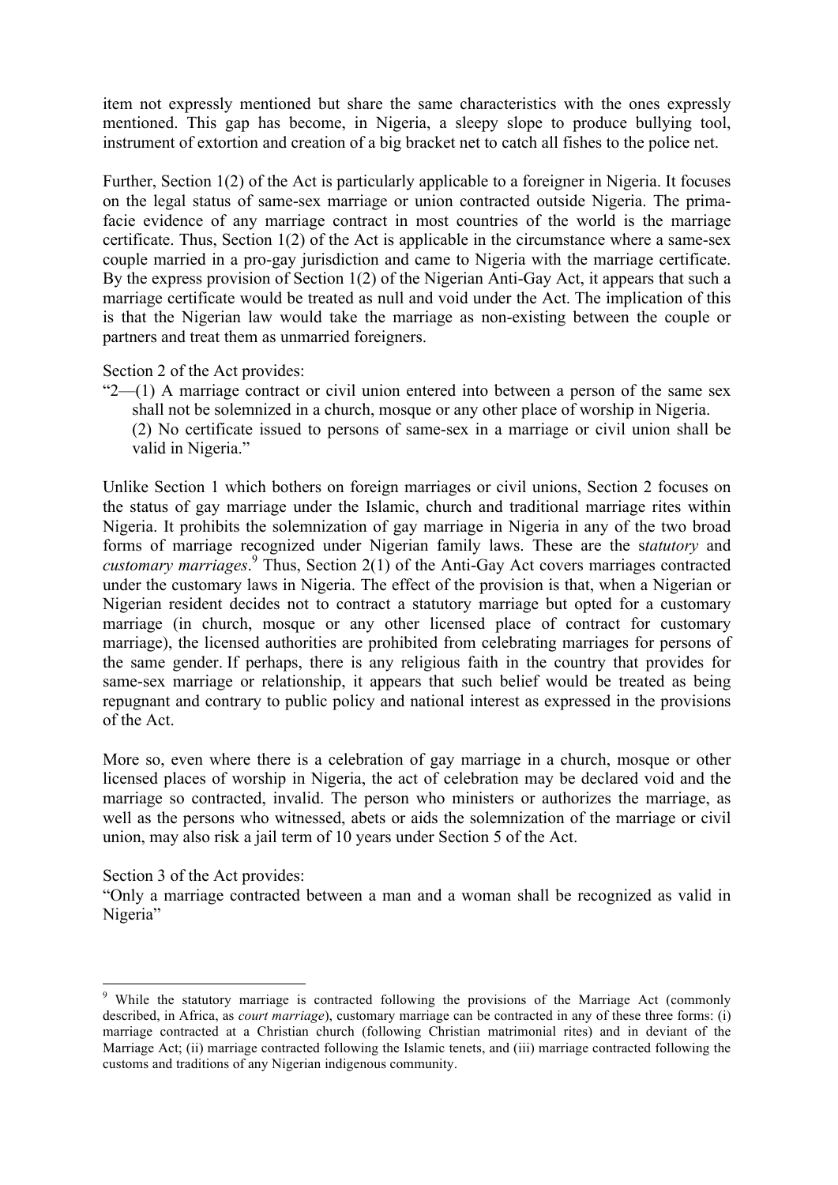item not expressly mentioned but share the same characteristics with the ones expressly mentioned. This gap has become, in Nigeria, a sleepy slope to produce bullying tool, instrument of extortion and creation of a big bracket net to catch all fishes to the police net.

Further, Section 1(2) of the Act is particularly applicable to a foreigner in Nigeria. It focuses on the legal status of same-sex marriage or union contracted outside Nigeria. The prima-facie evidence of any marriage contract in most countries of the world is the marriage certificate. Thus, Section 1(2) of the Act is applicable in the circumstance where a same-sex couple married in a pro-gay jurisdiction and came to Nigeria with the marriage certificate. By the express provision of Section 1(2) of the Nigerian Anti-Gay Act, it appears that such a marriage certificate would be treated as null and void under the Act. The implication of this is that the Nigerian law would take the marriage as non-existing between the couple or partners and treat them as unmarried foreigners.

Section 2 of the Act provides:

> "2—(1) A marriage contract or civil union entered into between a person of the same sex shall not be solemnized in a church, mosque or any other place of worship in Nigeria.
> (2) No certificate issued to persons of same-sex in a marriage or civil union shall be valid in Nigeria."

Unlike Section 1 which bothers on foreign marriages or civil unions, Section 2 focuses on the status of gay marriage under the Islamic, church and traditional marriage rites within Nigeria. It prohibits the solemnization of gay marriage in Nigeria in any of the two broad forms of marriage recognized under Nigerian family laws. These are the *statutory* and *customary marriages*.[9] Thus, Section 2(1) of the Anti-Gay Act covers marriages contracted under the customary laws in Nigeria. The effect of the provision is that, when a Nigerian or Nigerian resident decides not to contract a statutory marriage but opted for a customary marriage (in church, mosque or any other licensed place of contract for customary marriage), the licensed authorities are prohibited from celebrating marriages for persons of the same gender. If perhaps, there is any religious faith in the country that provides for same-sex marriage or relationship, it appears that such belief would be treated as being repugnant and contrary to public policy and national interest as expressed in the provisions of the Act.

More so, even where there is a celebration of gay marriage in a church, mosque or other licensed places of worship in Nigeria, the act of celebration may be declared void and the marriage so contracted, invalid. The person who ministers or authorizes the marriage, as well as the persons who witnessed, abets or aids the solemnization of the marriage or civil union, may also risk a jail term of 10 years under Section 5 of the Act.

Section 3 of the Act provides:

"Only a marriage contracted between a man and a woman shall be recognized as valid in Nigeria"

---

[9] While the statutory marriage is contracted following the provisions of the Marriage Act (commonly described, in Africa, as *court marriage*), customary marriage can be contracted in any of these three forms: (i) marriage contracted at a Christian church (following Christian matrimonial rites) and in deviant of the Marriage Act; (ii) marriage contracted following the Islamic tenets, and (iii) marriage contracted following the customs and traditions of any Nigerian indigenous community.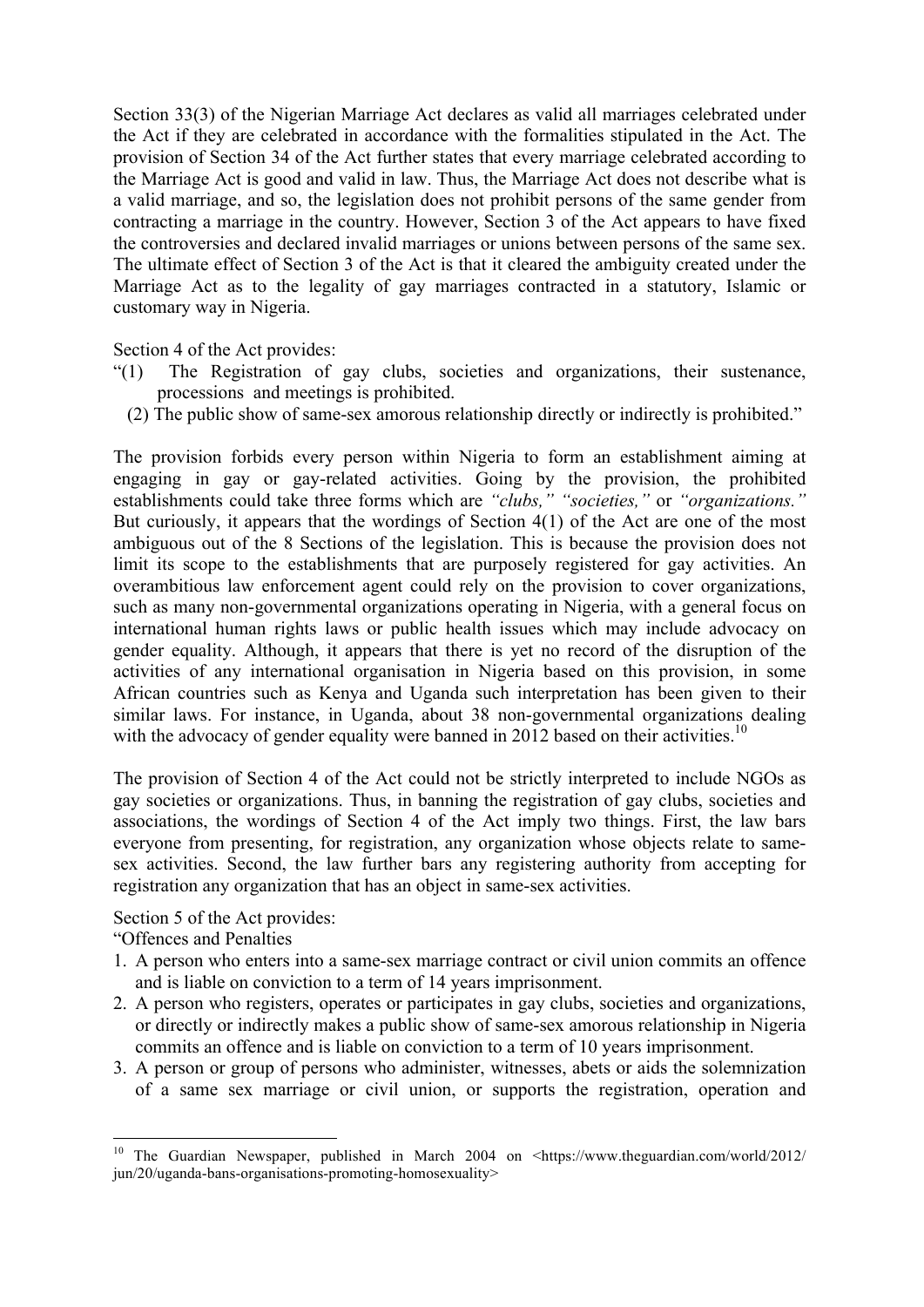Section 33(3) of the Nigerian Marriage Act declares as valid all marriages celebrated under the Act if they are celebrated in accordance with the formalities stipulated in the Act. The provision of Section 34 of the Act further states that every marriage celebrated according to the Marriage Act is good and valid in law. Thus, the Marriage Act does not describe what is a valid marriage, and so, the legislation does not prohibit persons of the same gender from contracting a marriage in the country. However, Section 3 of the Act appears to have fixed the controversies and declared invalid marriages or unions between persons of the same sex. The ultimate effect of Section 3 of the Act is that it cleared the ambiguity created under the Marriage Act as to the legality of gay marriages contracted in a statutory, Islamic or customary way in Nigeria.

Section 4 of the Act provides:

"(1) The Registration of gay clubs, societies and organizations, their sustenance, processions and meetings is prohibited.

(2) The public show of same-sex amorous relationship directly or indirectly is prohibited."

The provision forbids every person within Nigeria to form an establishment aiming at engaging in gay or gay-related activities. Going by the provision, the prohibited establishments could take three forms which are *"clubs," "societies,"* or *"organizations."* But curiously, it appears that the wordings of Section 4(1) of the Act are one of the most ambiguous out of the 8 Sections of the legislation. This is because the provision does not limit its scope to the establishments that are purposely registered for gay activities. An overambitious law enforcement agent could rely on the provision to cover organizations, such as many non-governmental organizations operating in Nigeria, with a general focus on international human rights laws or public health issues which may include advocacy on gender equality. Although, it appears that there is yet no record of the disruption of the activities of any international organisation in Nigeria based on this provision, in some African countries such as Kenya and Uganda such interpretation has been given to their similar laws. For instance, in Uganda, about 38 non-governmental organizations dealing with the advocacy of gender equality were banned in 2012 based on their activities.[10]

The provision of Section 4 of the Act could not be strictly interpreted to include NGOs as gay societies or organizations. Thus, in banning the registration of gay clubs, societies and associations, the wordings of Section 4 of the Act imply two things. First, the law bars everyone from presenting, for registration, any organization whose objects relate to same-sex activities. Second, the law further bars any registering authority from accepting for registration any organization that has an object in same-sex activities.

Section 5 of the Act provides:

"Offences and Penalties

1. A person who enters into a same-sex marriage contract or civil union commits an offence and is liable on conviction to a term of 14 years imprisonment.
2. A person who registers, operates or participates in gay clubs, societies and organizations, or directly or indirectly makes a public show of same-sex amorous relationship in Nigeria commits an offence and is liable on conviction to a term of 10 years imprisonment.
3. A person or group of persons who administer, witnesses, abets or aids the solemnization of a same sex marriage or civil union, or supports the registration, operation and

---

[10] The Guardian Newspaper, published in March 2004 on <https://www.theguardian.com/world/2012/jun/20/uganda-bans-organisations-promoting-homosexuality>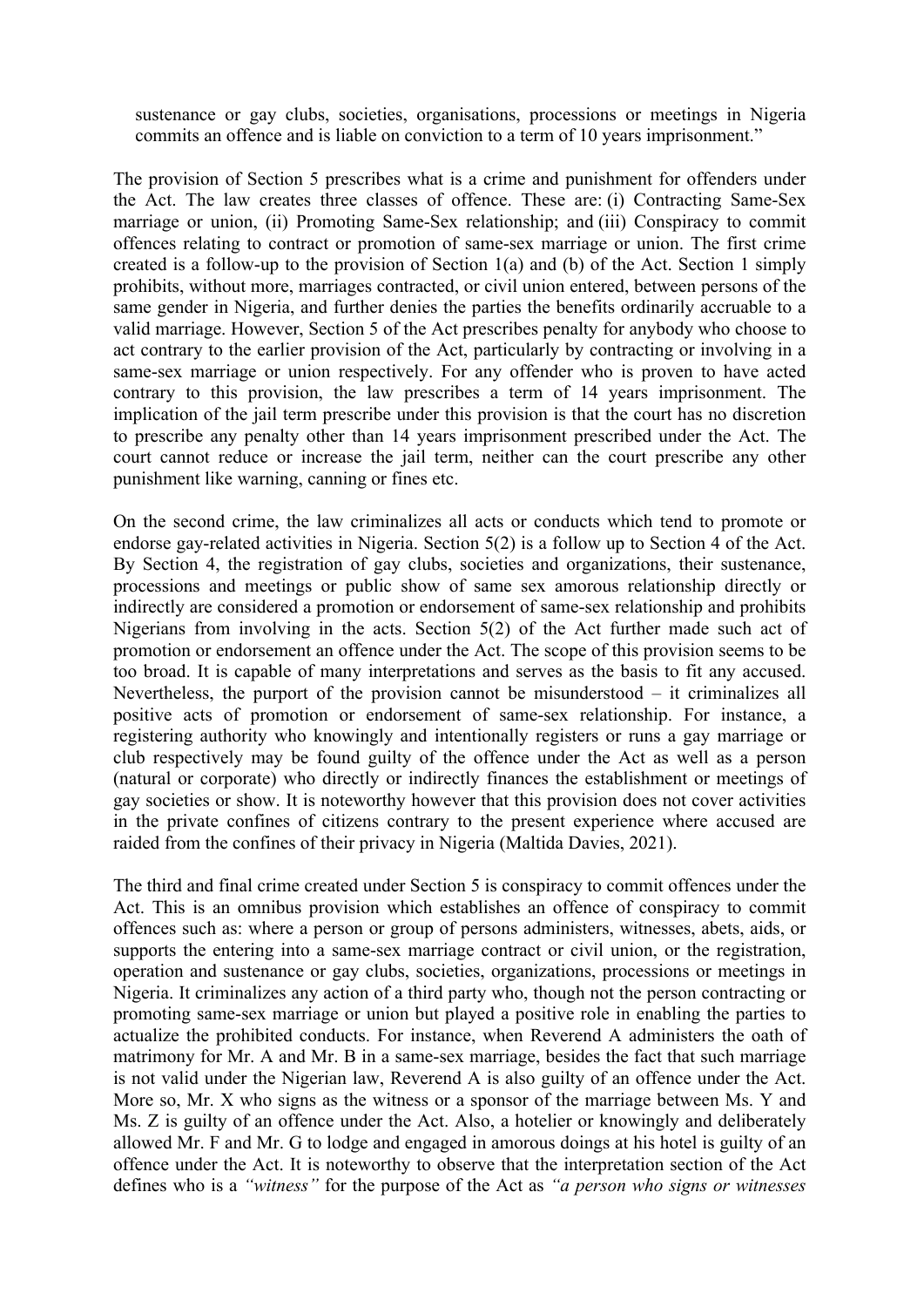sustenance or gay clubs, societies, organisations, processions or meetings in Nigeria commits an offence and is liable on conviction to a term of 10 years imprisonment."

The provision of Section 5 prescribes what is a crime and punishment for offenders under the Act. The law creates three classes of offence. These are: (i) Contracting Same-Sex marriage or union, (ii) Promoting Same-Sex relationship; and (iii) Conspiracy to commit offences relating to contract or promotion of same-sex marriage or union. The first crime created is a follow-up to the provision of Section 1(a) and (b) of the Act. Section 1 simply prohibits, without more, marriages contracted, or civil union entered, between persons of the same gender in Nigeria, and further denies the parties the benefits ordinarily accruable to a valid marriage. However, Section 5 of the Act prescribes penalty for anybody who choose to act contrary to the earlier provision of the Act, particularly by contracting or involving in a same-sex marriage or union respectively. For any offender who is proven to have acted contrary to this provision, the law prescribes a term of 14 years imprisonment. The implication of the jail term prescribe under this provision is that the court has no discretion to prescribe any penalty other than 14 years imprisonment prescribed under the Act. The court cannot reduce or increase the jail term, neither can the court prescribe any other punishment like warning, canning or fines etc.

On the second crime, the law criminalizes all acts or conducts which tend to promote or endorse gay-related activities in Nigeria. Section 5(2) is a follow up to Section 4 of the Act. By Section 4, the registration of gay clubs, societies and organizations, their sustenance, processions and meetings or public show of same sex amorous relationship directly or indirectly are considered a promotion or endorsement of same-sex relationship and prohibits Nigerians from involving in the acts. Section 5(2) of the Act further made such act of promotion or endorsement an offence under the Act. The scope of this provision seems to be too broad. It is capable of many interpretations and serves as the basis to fit any accused. Nevertheless, the purport of the provision cannot be misunderstood – it criminalizes all positive acts of promotion or endorsement of same-sex relationship. For instance, a registering authority who knowingly and intentionally registers or runs a gay marriage or club respectively may be found guilty of the offence under the Act as well as a person (natural or corporate) who directly or indirectly finances the establishment or meetings of gay societies or show. It is noteworthy however that this provision does not cover activities in the private confines of citizens contrary to the present experience where accused are raided from the confines of their privacy in Nigeria (Maltida Davies, 2021).

The third and final crime created under Section 5 is conspiracy to commit offences under the Act. This is an omnibus provision which establishes an offence of conspiracy to commit offences such as: where a person or group of persons administers, witnesses, abets, aids, or supports the entering into a same-sex marriage contract or civil union, or the registration, operation and sustenance or gay clubs, societies, organizations, processions or meetings in Nigeria. It criminalizes any action of a third party who, though not the person contracting or promoting same-sex marriage or union but played a positive role in enabling the parties to actualize the prohibited conducts. For instance, when Reverend A administers the oath of matrimony for Mr. A and Mr. B in a same-sex marriage, besides the fact that such marriage is not valid under the Nigerian law, Reverend A is also guilty of an offence under the Act. More so, Mr. X who signs as the witness or a sponsor of the marriage between Ms. Y and Ms. Z is guilty of an offence under the Act. Also, a hotelier or knowingly and deliberately allowed Mr. F and Mr. G to lodge and engaged in amorous doings at his hotel is guilty of an offence under the Act. It is noteworthy to observe that the interpretation section of the Act defines who is a *"witness"* for the purpose of the Act as *"a person who signs or witnesses*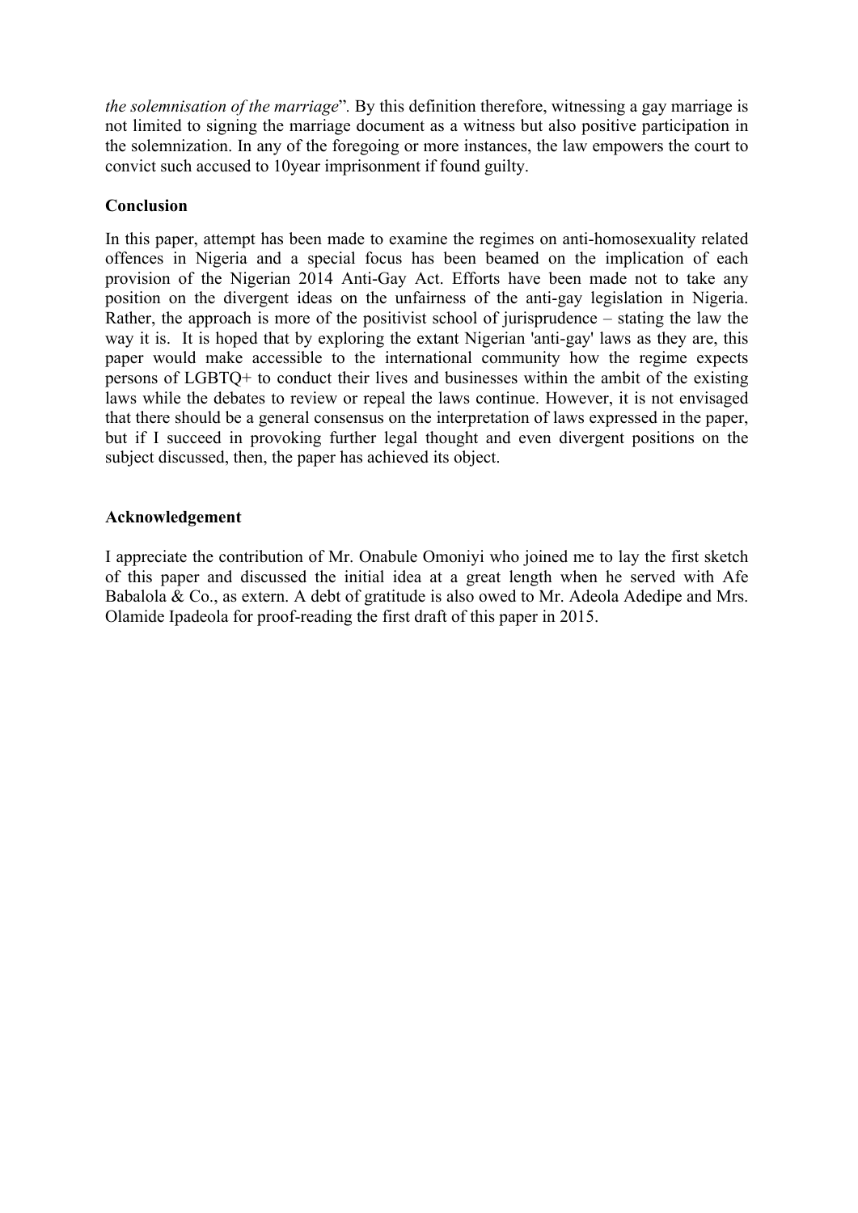*the solemnisation of the marriage*". By this definition therefore, witnessing a gay marriage is not limited to signing the marriage document as a witness but also positive participation in the solemnization. In any of the foregoing or more instances, the law empowers the court to convict such accused to 10year imprisonment if found guilty.

**Conclusion**

In this paper, attempt has been made to examine the regimes on anti-homosexuality related offences in Nigeria and a special focus has been beamed on the implication of each provision of the Nigerian 2014 Anti-Gay Act. Efforts have been made not to take any position on the divergent ideas on the unfairness of the anti-gay legislation in Nigeria. Rather, the approach is more of the positivist school of jurisprudence – stating the law the way it is. It is hoped that by exploring the extant Nigerian 'anti-gay' laws as they are, this paper would make accessible to the international community how the regime expects persons of LGBTQ+ to conduct their lives and businesses within the ambit of the existing laws while the debates to review or repeal the laws continue. However, it is not envisaged that there should be a general consensus on the interpretation of laws expressed in the paper, but if I succeed in provoking further legal thought and even divergent positions on the subject discussed, then, the paper has achieved its object.

**Acknowledgement**

I appreciate the contribution of Mr. Onabule Omoniyi who joined me to lay the first sketch of this paper and discussed the initial idea at a great length when he served with Afe Babalola & Co., as extern. A debt of gratitude is also owed to Mr. Adeola Adedipe and Mrs. Olamide Ipadeola for proof-reading the first draft of this paper in 2015.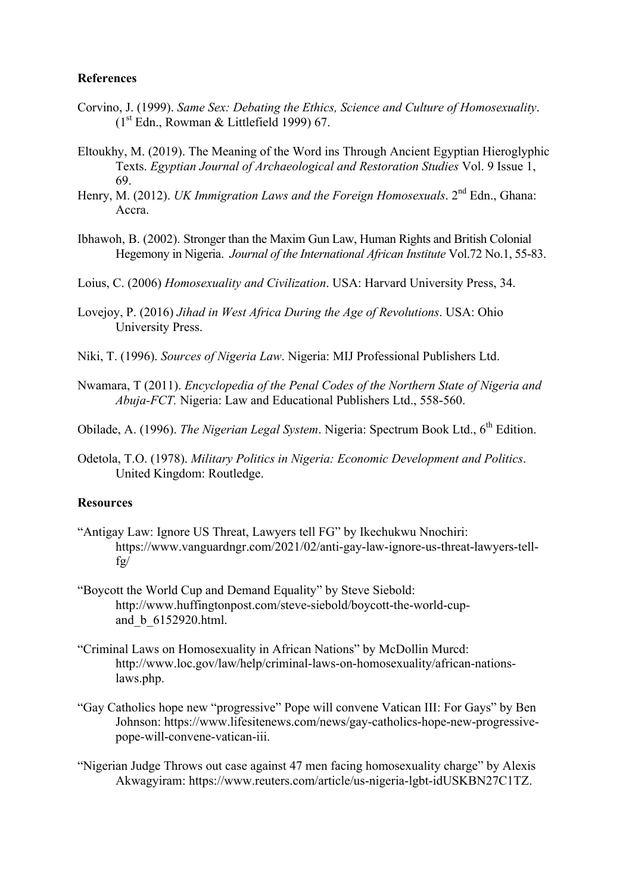## References

Corvino, J. (1999). *Same Sex: Debating the Ethics, Science and Culture of Homosexuality*. (1st Edn., Rowman & Littlefield 1999) 67.

Eltoukhy, M. (2019). The Meaning of the Word ins Through Ancient Egyptian Hieroglyphic Texts. *Egyptian Journal of Archaeological and Restoration Studies* Vol. 9 Issue 1, 69.

Henry, M. (2012). *UK Immigration Laws and the Foreign Homosexuals*. 2nd Edn., Ghana: Accra.

Ibhawoh, B. (2002). Stronger than the Maxim Gun Law, Human Rights and British Colonial Hegemony in Nigeria. *Journal of the International African Institute* Vol.72 No.1, 55-83.

Loius, C. (2006) *Homosexuality and Civilization*. USA: Harvard University Press, 34.

Lovejoy, P. (2016) *Jihad in West Africa During the Age of Revolutions*. USA: Ohio University Press.

Niki, T. (1996). *Sources of Nigeria Law*. Nigeria: MIJ Professional Publishers Ltd.

Nwamara, T (2011). *Encyclopedia of the Penal Codes of the Northern State of Nigeria and Abuja-FCT.* Nigeria: Law and Educational Publishers Ltd., 558-560.

Obilade, A. (1996). *The Nigerian Legal System*. Nigeria: Spectrum Book Ltd., 6th Edition.

Odetola, T.O. (1978). *Military Politics in Nigeria: Economic Development and Politics*. United Kingdom: Routledge.

## Resources

"Antigay Law: Ignore US Threat, Lawyers tell FG" by Ikechukwu Nnochiri: https://www.vanguardngr.com/2021/02/anti-gay-law-ignore-us-threat-lawyers-tell-fg/

"Boycott the World Cup and Demand Equality" by Steve Siebold: http://www.huffingtonpost.com/steve-siebold/boycott-the-world-cup-and_b_6152920.html.

"Criminal Laws on Homosexuality in African Nations" by McDollin Murcd: http://www.loc.gov/law/help/criminal-laws-on-homosexuality/african-nations-laws.php.

"Gay Catholics hope new "progressive" Pope will convene Vatican III: For Gays" by Ben Johnson: https://www.lifesitenews.com/news/gay-catholics-hope-new-progressive-pope-will-convene-vatican-iii.

"Nigerian Judge Throws out case against 47 men facing homosexuality charge" by Alexis Akwagyiram: https://www.reuters.com/article/us-nigeria-lgbt-idUSKBN27C1TZ.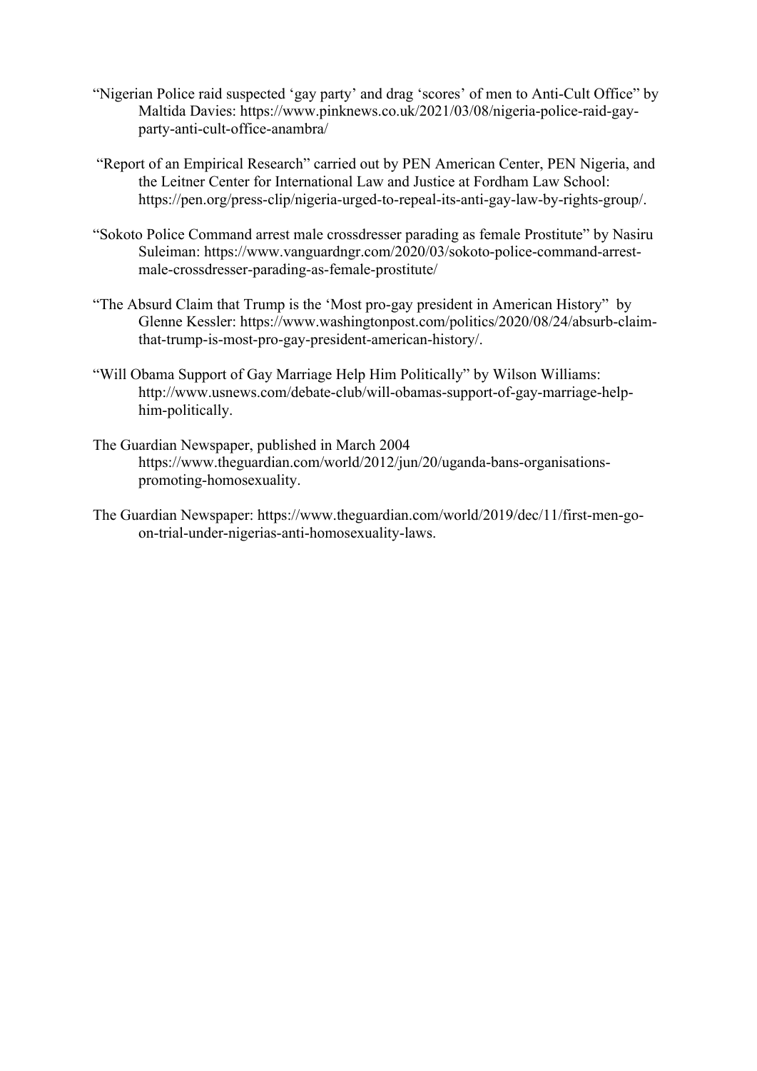"Nigerian Police raid suspected 'gay party' and drag 'scores' of men to Anti-Cult Office" by Maltida Davies: https://www.pinknews.co.uk/2021/03/08/nigeria-police-raid-gay-party-anti-cult-office-anambra/

"Report of an Empirical Research" carried out by PEN American Center, PEN Nigeria, and the Leitner Center for International Law and Justice at Fordham Law School: https://pen.org/press-clip/nigeria-urged-to-repeal-its-anti-gay-law-by-rights-group/.

"Sokoto Police Command arrest male crossdresser parading as female Prostitute" by Nasiru Suleiman: https://www.vanguardngr.com/2020/03/sokoto-police-command-arrest-male-crossdresser-parading-as-female-prostitute/

"The Absurd Claim that Trump is the 'Most pro-gay president in American History" by Glenne Kessler: https://www.washingtonpost.com/politics/2020/08/24/absurb-claim-that-trump-is-most-pro-gay-president-american-history/.

"Will Obama Support of Gay Marriage Help Him Politically" by Wilson Williams: http://www.usnews.com/debate-club/will-obamas-support-of-gay-marriage-help-him-politically.

The Guardian Newspaper, published in March 2004 https://www.theguardian.com/world/2012/jun/20/uganda-bans-organisations-promoting-homosexuality.

The Guardian Newspaper: https://www.theguardian.com/world/2019/dec/11/first-men-go-on-trial-under-nigerias-anti-homosexuality-laws.